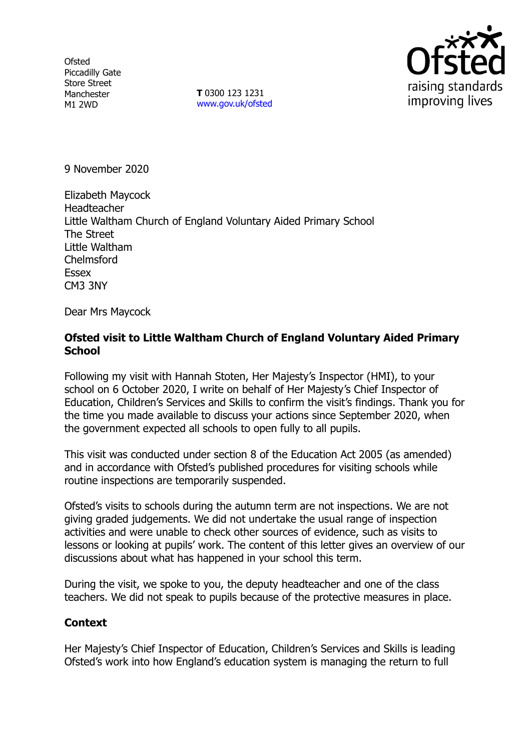Ofsted
Piccadilly Gate
Store Street
Manchester
M1 2WD

**T** 0300 123 1231
www.gov.uk/ofsted

9 November 2020

Elizabeth Maycock
Headteacher
Little Waltham Church of England Voluntary Aided Primary School
The Street
Little Waltham
Chelmsford
Essex
CM3 3NY

Dear Mrs Maycock

**Ofsted visit to Little Waltham Church of England Voluntary Aided Primary School**

Following my visit with Hannah Stoten, Her Majesty's Inspector (HMI), to your school on 6 October 2020, I write on behalf of Her Majesty's Chief Inspector of Education, Children's Services and Skills to confirm the visit's findings. Thank you for the time you made available to discuss your actions since September 2020, when the government expected all schools to open fully to all pupils.

This visit was conducted under section 8 of the Education Act 2005 (as amended) and in accordance with Ofsted's published procedures for visiting schools while routine inspections are temporarily suspended.

Ofsted's visits to schools during the autumn term are not inspections. We are not giving graded judgements. We did not undertake the usual range of inspection activities and were unable to check other sources of evidence, such as visits to lessons or looking at pupils' work. The content of this letter gives an overview of our discussions about what has happened in your school this term.

During the visit, we spoke to you, the deputy headteacher and one of the class teachers. We did not speak to pupils because of the protective measures in place.

**Context**

Her Majesty's Chief Inspector of Education, Children's Services and Skills is leading Ofsted's work into how England's education system is managing the return to full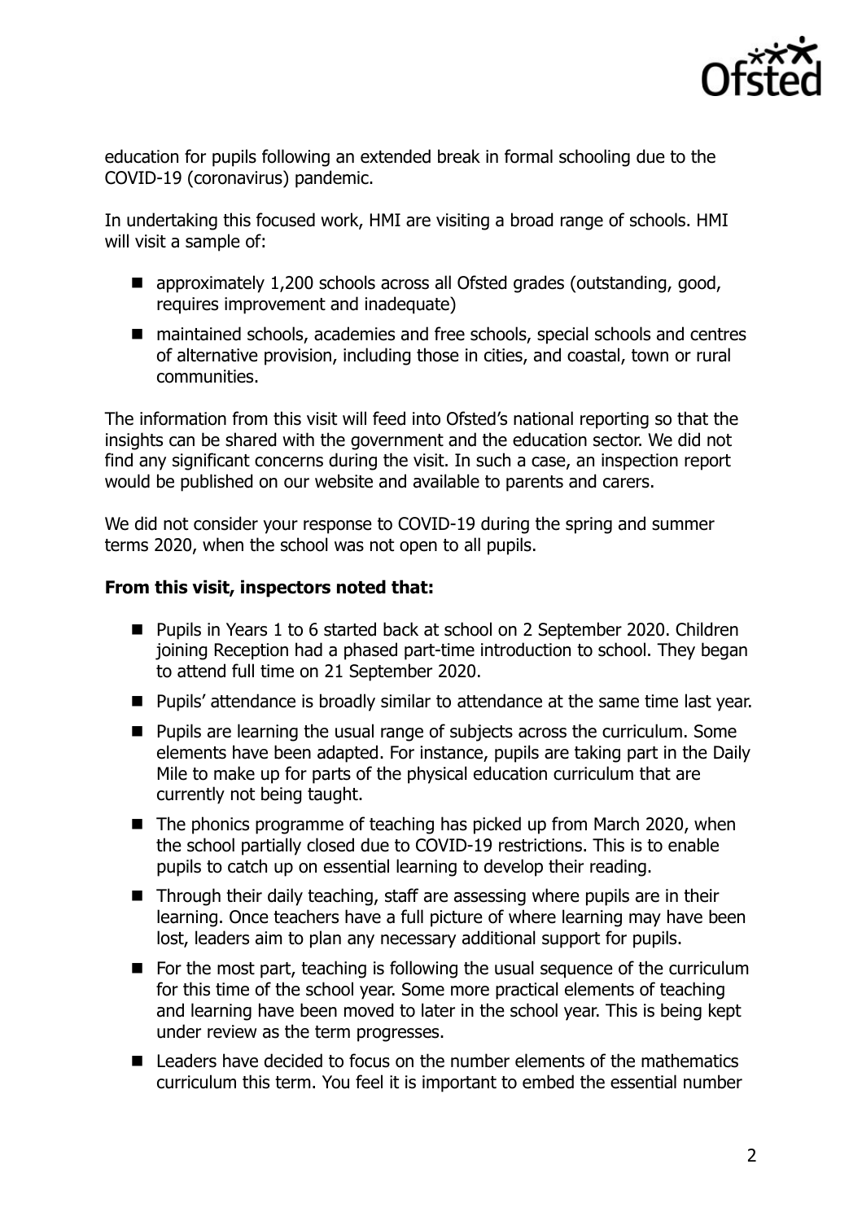education for pupils following an extended break in formal schooling due to the COVID-19 (coronavirus) pandemic.

In undertaking this focused work, HMI are visiting a broad range of schools. HMI will visit a sample of:

- approximately 1,200 schools across all Ofsted grades (outstanding, good, requires improvement and inadequate)
- maintained schools, academies and free schools, special schools and centres of alternative provision, including those in cities, and coastal, town or rural communities.

The information from this visit will feed into Ofsted's national reporting so that the insights can be shared with the government and the education sector. We did not find any significant concerns during the visit. In such a case, an inspection report would be published on our website and available to parents and carers.

We did not consider your response to COVID-19 during the spring and summer terms 2020, when the school was not open to all pupils.

**From this visit, inspectors noted that:**

- Pupils in Years 1 to 6 started back at school on 2 September 2020. Children joining Reception had a phased part-time introduction to school. They began to attend full time on 21 September 2020.
- Pupils' attendance is broadly similar to attendance at the same time last year.
- Pupils are learning the usual range of subjects across the curriculum. Some elements have been adapted. For instance, pupils are taking part in the Daily Mile to make up for parts of the physical education curriculum that are currently not being taught.
- The phonics programme of teaching has picked up from March 2020, when the school partially closed due to COVID-19 restrictions. This is to enable pupils to catch up on essential learning to develop their reading.
- Through their daily teaching, staff are assessing where pupils are in their learning. Once teachers have a full picture of where learning may have been lost, leaders aim to plan any necessary additional support for pupils.
- For the most part, teaching is following the usual sequence of the curriculum for this time of the school year. Some more practical elements of teaching and learning have been moved to later in the school year. This is being kept under review as the term progresses.
- Leaders have decided to focus on the number elements of the mathematics curriculum this term. You feel it is important to embed the essential number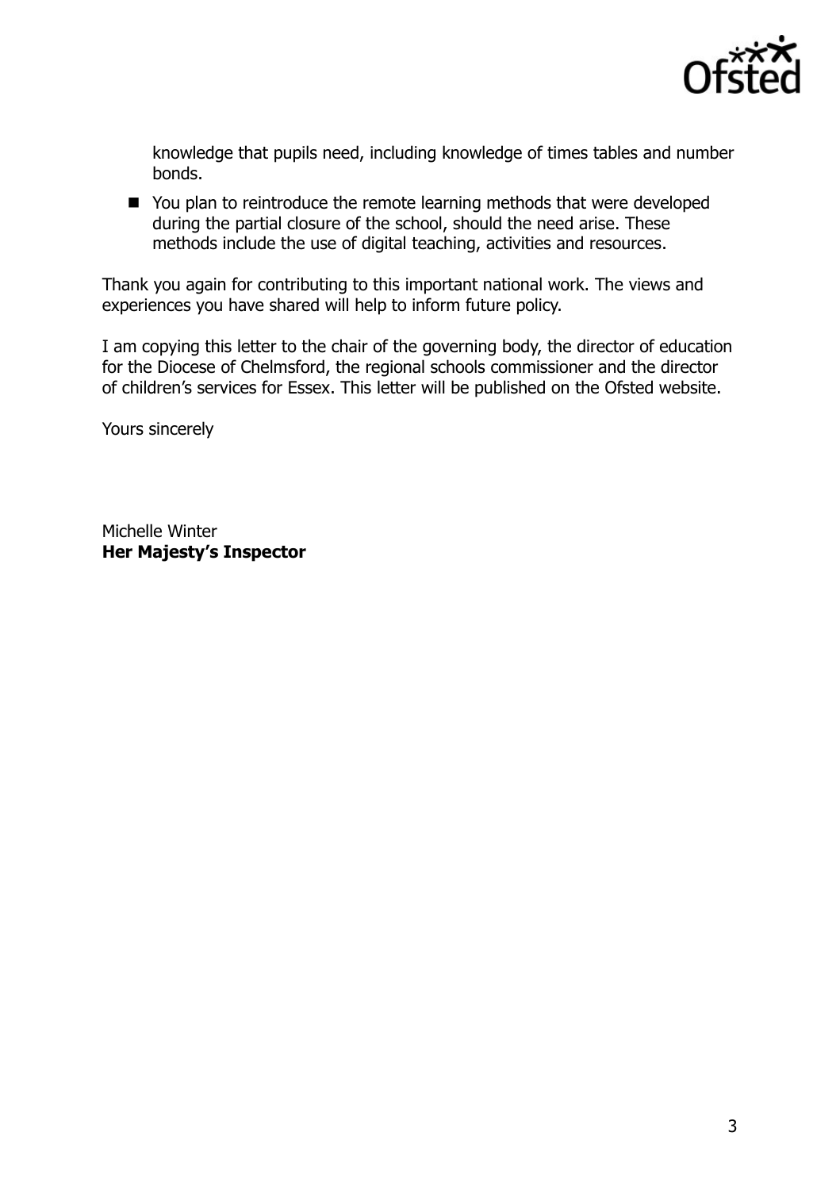knowledge that pupils need, including knowledge of times tables and number bonds.

- You plan to reintroduce the remote learning methods that were developed during the partial closure of the school, should the need arise. These methods include the use of digital teaching, activities and resources.

Thank you again for contributing to this important national work. The views and experiences you have shared will help to inform future policy.

I am copying this letter to the chair of the governing body, the director of education for the Diocese of Chelmsford, the regional schools commissioner and the director of children's services for Essex. This letter will be published on the Ofsted website.

Yours sincerely

Michelle Winter
**Her Majesty's Inspector**